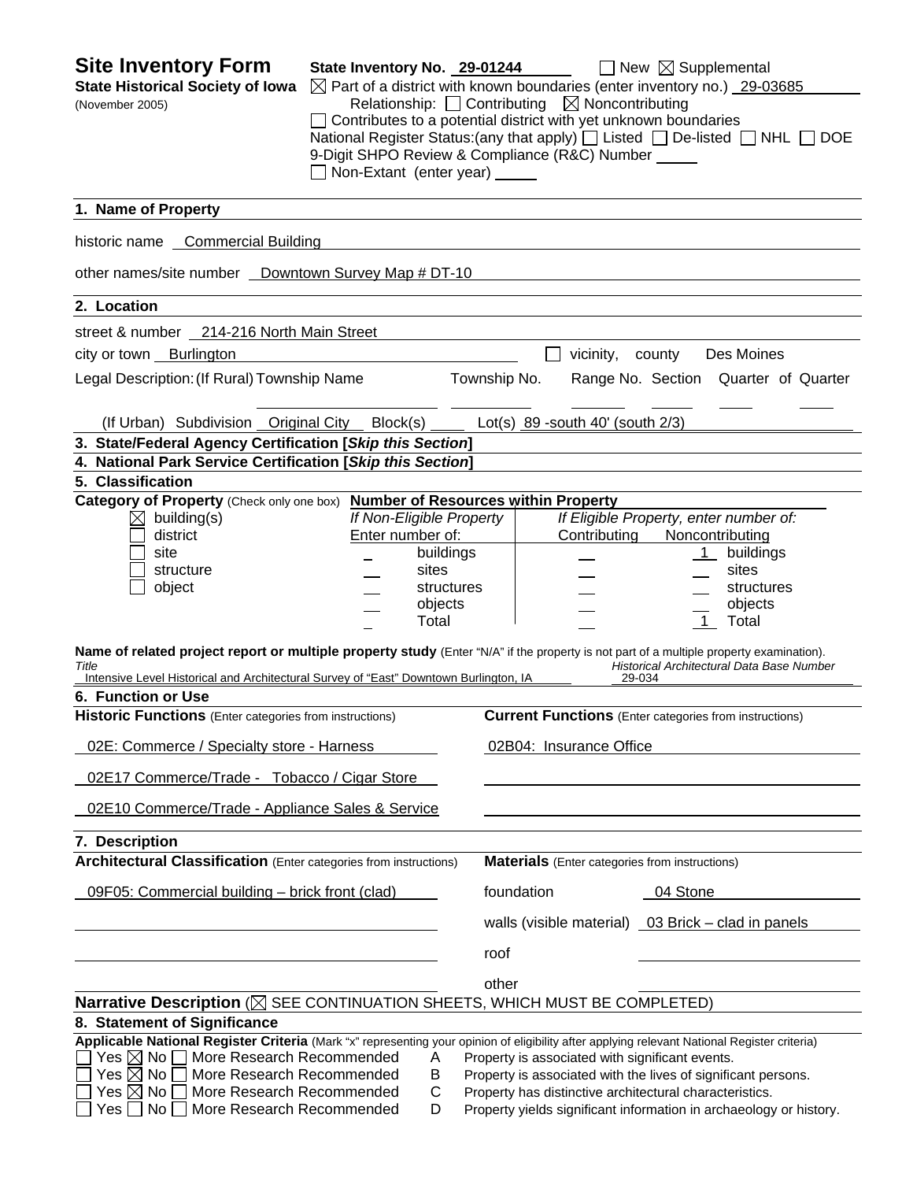# Site Inventory Form

**State Historical Society of Iowa**
(November 2005)

**State Inventory No.** 29-01244 ☐ New ☒ Supplemental

☒ Part of a district with known boundaries (enter inventory no.) 29-03685

Relationship: ☐ Contributing ☒ Noncontributing

☐ Contributes to a potential district with yet unknown boundaries

National Register Status:(any that apply) ☐ Listed ☐ De-listed ☐ NHL ☐ DOE

9-Digit SHPO Review & Compliance (R&C) Number

☐ Non-Extant (enter year)

## 1. Name of Property

historic name Commercial Building

other names/site number Downtown Survey Map # DT-10

## 2. Location

street & number 214-216 North Main Street

city or town Burlington ☐ vicinity, county Des Moines

Legal Description: (If Rural) Township Name Township No. Range No. Section Quarter of Quarter

(If Urban) Subdivision Original City Block(s) Lot(s) 89 -south 40' (south 2/3)

## 3. State/Federal Agency Certification [*Skip this Section*]

## 4. National Park Service Certification [*Skip this Section*]

## 5. Classification

**Category of Property** (Check only one box)

☒ building(s)
☐ district
☐ site
☐ structure
☐ object

**Number of Resources within Property**

| If Non-Eligible Property Enter number of: | | If Eligible Property, enter number of: Contributing | Noncontributing | |
|---|---|---|---|---|
| | buildings | | 1 | buildings |
| | sites | | | sites |
| | structures | | | structures |
| | objects | | | objects |
| | Total | | 1 | Total |

**Name of related project report or multiple property study** (Enter "N/A" if the property is not part of a multiple property examination).

| *Title* | *Historical Architectural Data Base Number* |
|---|---|
| Intensive Level Historical and Architectural Survey of "East" Downtown Burlington, IA | 29-034 |

## 6. Function or Use

| **Historic Functions** (Enter categories from instructions) | **Current Functions** (Enter categories from instructions) |
|---|---|
| 02E: Commerce / Specialty store - Harness | 02B04: Insurance Office |
| 02E17 Commerce/Trade - Tobacco / Cigar Store | |
| 02E10 Commerce/Trade - Appliance Sales & Service | |

## 7. Description

| **Architectural Classification** (Enter categories from instructions) | **Materials** (Enter categories from instructions) | |
|---|---|---|
| 09F05: Commercial building – brick front (clad) | foundation | 04 Stone |
| | walls (visible material) | 03 Brick – clad in panels |
| | roof | |
| | other | |

**Narrative Description** (☒ SEE CONTINUATION SHEETS, WHICH MUST BE COMPLETED)

## 8. Statement of Significance

**Applicable National Register Criteria** (Mark "x" representing your opinion of eligibility after applying relevant National Register criteria)

☐ Yes ☒ No ☐ More Research Recommended A Property is associated with significant events.
☐ Yes ☒ No ☐ More Research Recommended B Property is associated with the lives of significant persons.
☐ Yes ☒ No ☐ More Research Recommended C Property has distinctive architectural characteristics.
☐ Yes ☐ No ☐ More Research Recommended D Property yields significant information in archaeology or history.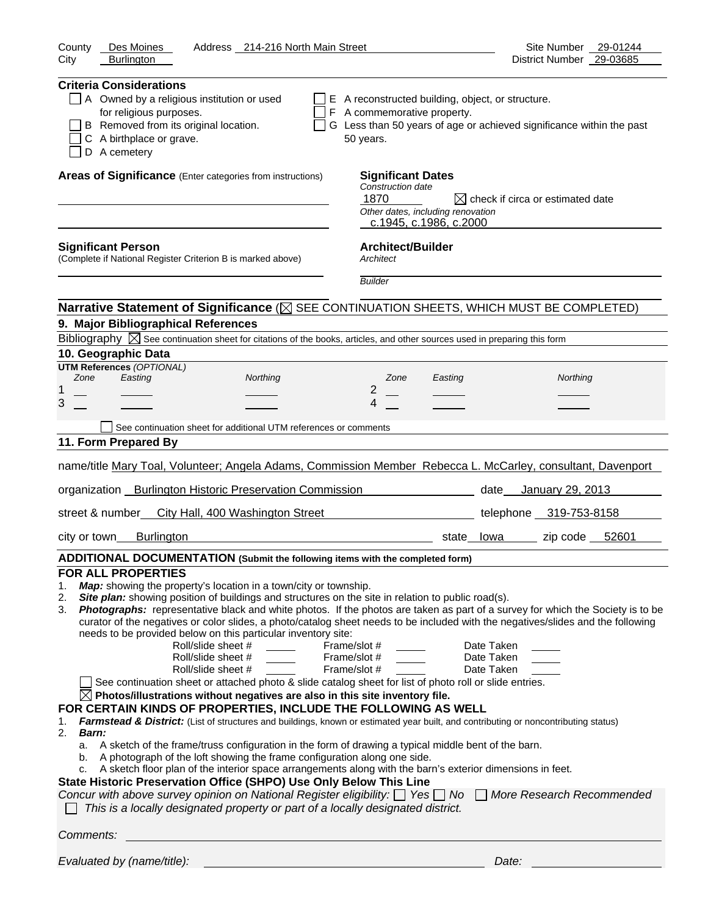County Des Moines Address 214-216 North Main Street Site Number 29-01244
City Burlington District Number 29-03685

**Criteria Considerations**

- ☐ A Owned by a religious institution or used for religious purposes.
- ☐ B Removed from its original location.
- ☐ C A birthplace or grave.
- ☐ D A cemetery
- ☐ E A reconstructed building, object, or structure.
- ☐ F A commemorative property.
- ☐ G Less than 50 years of age or achieved significance within the past 50 years.

**Areas of Significance** (Enter categories from instructions)

**Significant Dates**
*Construction date*
1870 ☒ check if circa or estimated date
*Other dates, including renovation*
c.1945, c.1986, c.2000

**Significant Person**
(Complete if National Register Criterion B is marked above)

**Architect/Builder**
*Architect*

*Builder*

**Narrative Statement of Significance** (☒ SEE CONTINUATION SHEETS, WHICH MUST BE COMPLETED)

## 9. Major Bibliographical References

Bibliography ☒ See continuation sheet for citations of the books, articles, and other sources used in preparing this form

## 10. Geographic Data

**UTM References** *(OPTIONAL)*

| | Zone | Easting | Northing | | Zone | Easting | Northing |
|---|---|---|---|---|---|---|---|
| 1 | | | | 2 | | | |
| 3 | | | | 4 | | | |

☐ See continuation sheet for additional UTM references or comments

## 11. Form Prepared By

name/title Mary Toal, Volunteer; Angela Adams, Commission Member Rebecca L. McCarley, consultant, Davenport

organization Burlington Historic Preservation Commission date January 29, 2013

street & number City Hall, 400 Washington Street telephone 319-753-8158

city or town Burlington state Iowa zip code 52601

**ADDITIONAL DOCUMENTATION (Submit the following items with the completed form)**

**FOR ALL PROPERTIES**

1. ***Map:*** showing the property's location in a town/city or township.
2. ***Site plan:*** showing position of buildings and structures on the site in relation to public road(s).
3. ***Photographs:*** representative black and white photos. If the photos are taken as part of a survey for which the Society is to be curator of the negatives or color slides, a photo/catalog sheet needs to be included with the negatives/slides and the following needs to be provided below on this particular inventory site:

Roll/slide sheet # ____ Frame/slot # ____ Date Taken ____
Roll/slide sheet # ____ Frame/slot # ____ Date Taken ____
Roll/slide sheet # ____ Frame/slot # ____ Date Taken ____

☐ See continuation sheet or attached photo & slide catalog sheet for list of photo roll or slide entries.
☒ **Photos/illustrations without negatives are also in this site inventory file.**

**FOR CERTAIN KINDS OF PROPERTIES, INCLUDE THE FOLLOWING AS WELL**

1. ***Farmstead & District:*** (List of structures and buildings, known or estimated year built, and contributing or noncontributing status)
2. ***Barn:***
   a. A sketch of the frame/truss configuration in the form of drawing a typical middle bent of the barn.
   b. A photograph of the loft showing the frame configuration along one side.
   c. A sketch floor plan of the interior space arrangements along with the barn's exterior dimensions in feet.

**State Historic Preservation Office (SHPO) Use Only Below This Line**

*Concur with above survey opinion on National Register eligibility:* ☐ *Yes* ☐ *No* ☐ *More Research Recommended*
☐ *This is a locally designated property or part of a locally designated district.*

*Comments:*

*Evaluated by (name/title):* *Date:*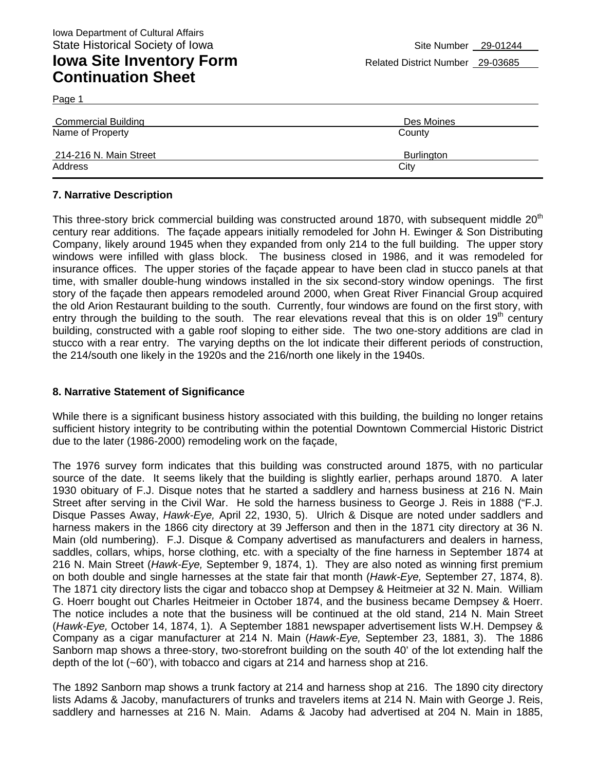Iowa Department of Cultural Affairs
State Historical Society of Iowa

# Iowa Site Inventory Form Continuation Sheet

Site Number 29-01244
Related District Number 29-03685

Page 1

| Commercial Building | Des Moines |
|---|---|
| Name of Property | County |
| 214-216 N. Main Street | Burlington |
| Address | City |

## 7. Narrative Description

This three-story brick commercial building was constructed around 1870, with subsequent middle 20th century rear additions. The façade appears initially remodeled for John H. Ewinger & Son Distributing Company, likely around 1945 when they expanded from only 214 to the full building. The upper story windows were infilled with glass block. The business closed in 1986, and it was remodeled for insurance offices. The upper stories of the façade appear to have been clad in stucco panels at that time, with smaller double-hung windows installed in the six second-story window openings. The first story of the façade then appears remodeled around 2000, when Great River Financial Group acquired the old Arion Restaurant building to the south. Currently, four windows are found on the first story, with entry through the building to the south. The rear elevations reveal that this is on older 19th century building, constructed with a gable roof sloping to either side. The two one-story additions are clad in stucco with a rear entry. The varying depths on the lot indicate their different periods of construction, the 214/south one likely in the 1920s and the 216/north one likely in the 1940s.

## 8. Narrative Statement of Significance

While there is a significant business history associated with this building, the building no longer retains sufficient history integrity to be contributing within the potential Downtown Commercial Historic District due to the later (1986-2000) remodeling work on the façade,

The 1976 survey form indicates that this building was constructed around 1875, with no particular source of the date. It seems likely that the building is slightly earlier, perhaps around 1870. A later 1930 obituary of F.J. Disque notes that he started a saddlery and harness business at 216 N. Main Street after serving in the Civil War. He sold the harness business to George J. Reis in 1888 ("F.J. Disque Passes Away, *Hawk-Eye,* April 22, 1930, 5). Ulrich & Disque are noted under saddlers and harness makers in the 1866 city directory at 39 Jefferson and then in the 1871 city directory at 36 N. Main (old numbering). F.J. Disque & Company advertised as manufacturers and dealers in harness, saddles, collars, whips, horse clothing, etc. with a specialty of the fine harness in September 1874 at 216 N. Main Street (*Hawk-Eye,* September 9, 1874, 1). They are also noted as winning first premium on both double and single harnesses at the state fair that month (*Hawk-Eye,* September 27, 1874, 8). The 1871 city directory lists the cigar and tobacco shop at Dempsey & Heitmeier at 32 N. Main. William G. Hoerr bought out Charles Heitmeier in October 1874, and the business became Dempsey & Hoerr. The notice includes a note that the business will be continued at the old stand, 214 N. Main Street (*Hawk-Eye,* October 14, 1874, 1). A September 1881 newspaper advertisement lists W.H. Dempsey & Company as a cigar manufacturer at 214 N. Main (*Hawk-Eye,* September 23, 1881, 3). The 1886 Sanborn map shows a three-story, two-storefront building on the south 40' of the lot extending half the depth of the lot (~60'), with tobacco and cigars at 214 and harness shop at 216.

The 1892 Sanborn map shows a trunk factory at 214 and harness shop at 216. The 1890 city directory lists Adams & Jacoby, manufacturers of trunks and travelers items at 214 N. Main with George J. Reis, saddlery and harnesses at 216 N. Main. Adams & Jacoby had advertised at 204 N. Main in 1885,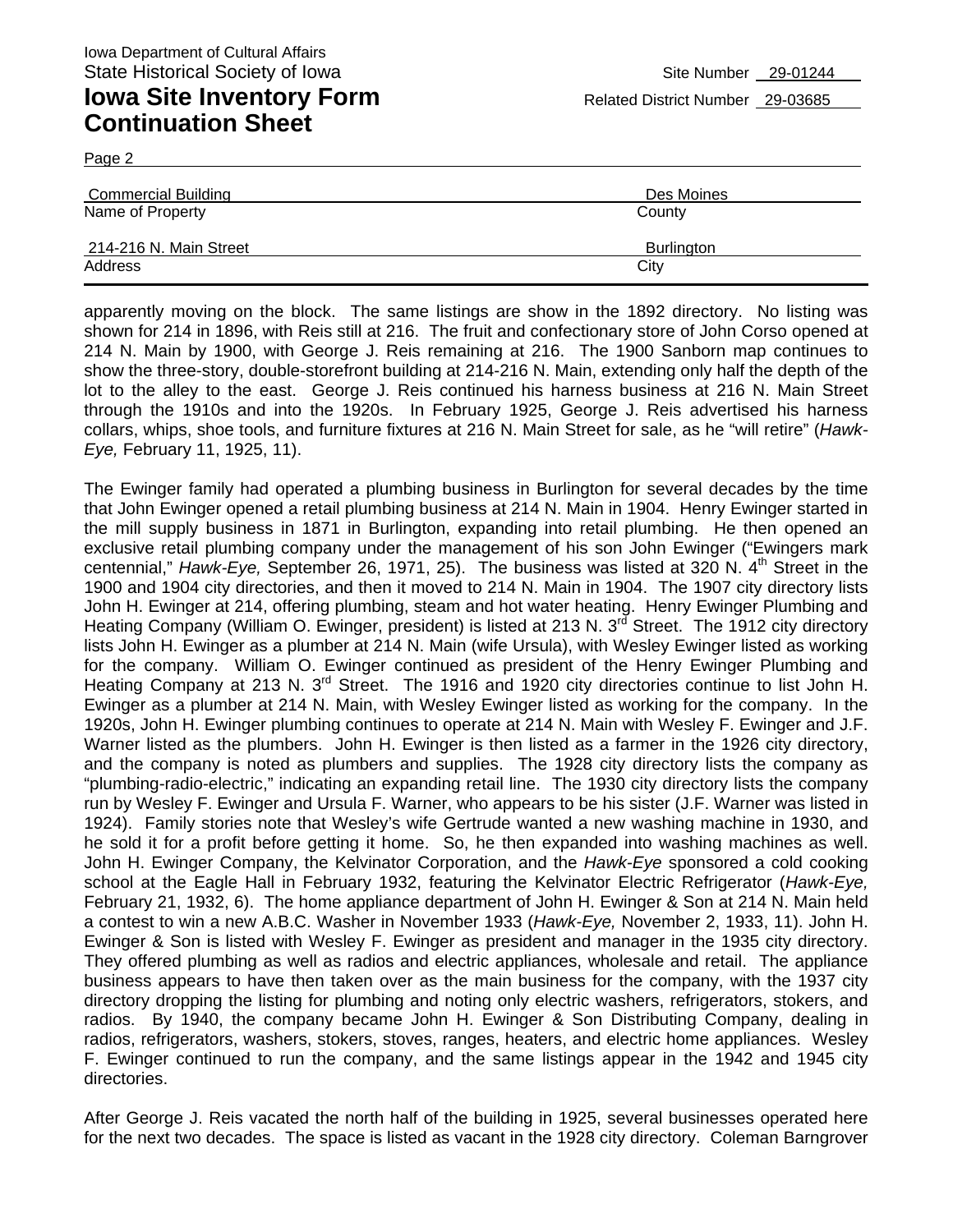apparently moving on the block. The same listings are show in the 1892 directory. No listing was shown for 214 in 1896, with Reis still at 216. The fruit and confectionary store of John Corso opened at 214 N. Main by 1900, with George J. Reis remaining at 216. The 1900 Sanborn map continues to show the three-story, double-storefront building at 214-216 N. Main, extending only half the depth of the lot to the alley to the east. George J. Reis continued his harness business at 216 N. Main Street through the 1910s and into the 1920s. In February 1925, George J. Reis advertised his harness collars, whips, shoe tools, and furniture fixtures at 216 N. Main Street for sale, as he "will retire" (*Hawk-Eye,* February 11, 1925, 11).

The Ewinger family had operated a plumbing business in Burlington for several decades by the time that John Ewinger opened a retail plumbing business at 214 N. Main in 1904. Henry Ewinger started in the mill supply business in 1871 in Burlington, expanding into retail plumbing. He then opened an exclusive retail plumbing company under the management of his son John Ewinger ("Ewingers mark centennial," *Hawk-Eye,* September 26, 1971, 25). The business was listed at 320 N. 4th Street in the 1900 and 1904 city directories, and then it moved to 214 N. Main in 1904. The 1907 city directory lists John H. Ewinger at 214, offering plumbing, steam and hot water heating. Henry Ewinger Plumbing and Heating Company (William O. Ewinger, president) is listed at 213 N. 3rd Street. The 1912 city directory lists John H. Ewinger as a plumber at 214 N. Main (wife Ursula), with Wesley Ewinger listed as working for the company. William O. Ewinger continued as president of the Henry Ewinger Plumbing and Heating Company at 213 N. 3rd Street. The 1916 and 1920 city directories continue to list John H. Ewinger as a plumber at 214 N. Main, with Wesley Ewinger listed as working for the company. In the 1920s, John H. Ewinger plumbing continues to operate at 214 N. Main with Wesley F. Ewinger and J.F. Warner listed as the plumbers. John H. Ewinger is then listed as a farmer in the 1926 city directory, and the company is noted as plumbers and supplies. The 1928 city directory lists the company as "plumbing-radio-electric," indicating an expanding retail line. The 1930 city directory lists the company run by Wesley F. Ewinger and Ursula F. Warner, who appears to be his sister (J.F. Warner was listed in 1924). Family stories note that Wesley's wife Gertrude wanted a new washing machine in 1930, and he sold it for a profit before getting it home. So, he then expanded into washing machines as well. John H. Ewinger Company, the Kelvinator Corporation, and the *Hawk-Eye* sponsored a cold cooking school at the Eagle Hall in February 1932, featuring the Kelvinator Electric Refrigerator (*Hawk-Eye,* February 21, 1932, 6). The home appliance department of John H. Ewinger & Son at 214 N. Main held a contest to win a new A.B.C. Washer in November 1933 (*Hawk-Eye,* November 2, 1933, 11). John H. Ewinger & Son is listed with Wesley F. Ewinger as president and manager in the 1935 city directory. They offered plumbing as well as radios and electric appliances, wholesale and retail. The appliance business appears to have then taken over as the main business for the company, with the 1937 city directory dropping the listing for plumbing and noting only electric washers, refrigerators, stokers, and radios. By 1940, the company became John H. Ewinger & Son Distributing Company, dealing in radios, refrigerators, washers, stokers, stoves, ranges, heaters, and electric home appliances. Wesley F. Ewinger continued to run the company, and the same listings appear in the 1942 and 1945 city directories.

After George J. Reis vacated the north half of the building in 1925, several businesses operated here for the next two decades. The space is listed as vacant in the 1928 city directory. Coleman Barngrover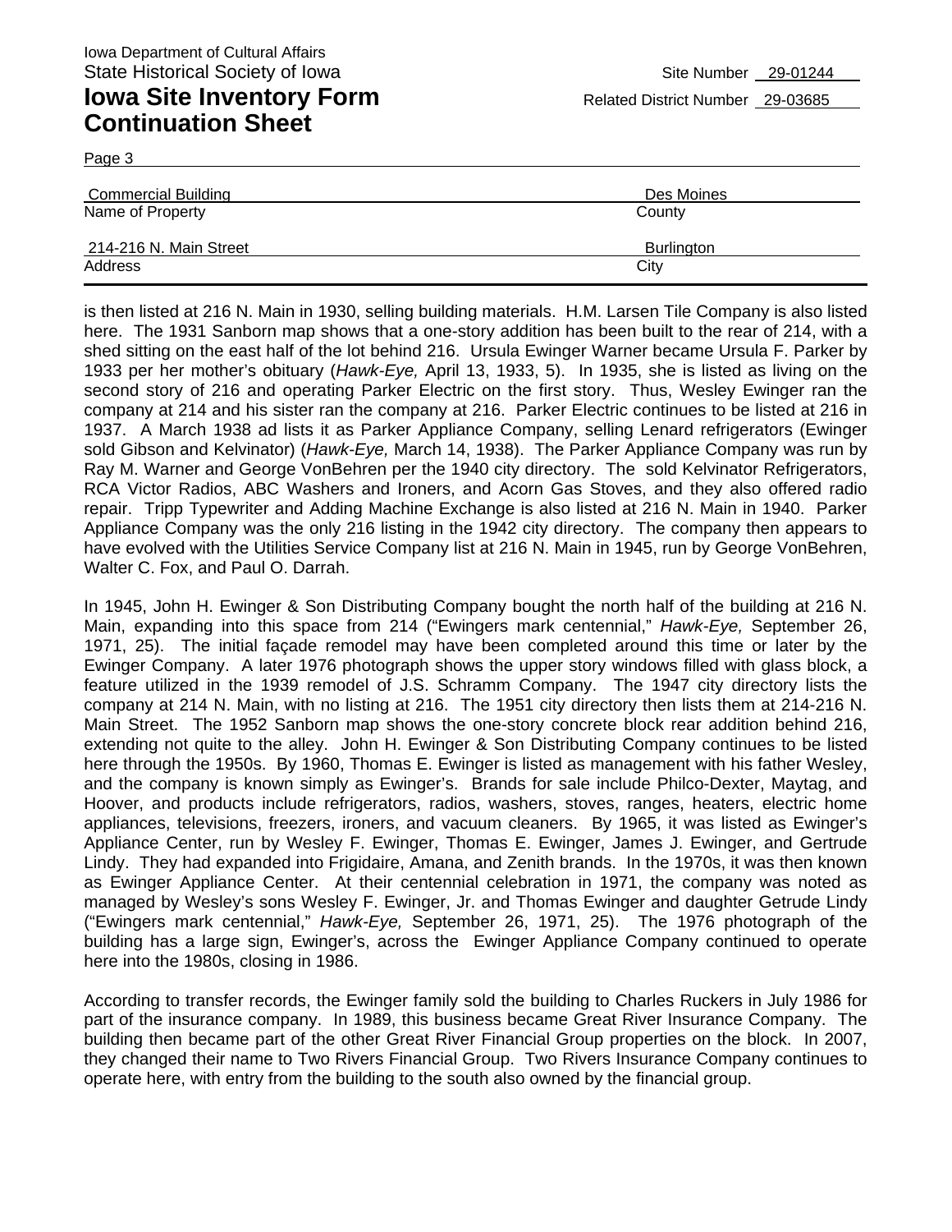is then listed at 216 N. Main in 1930, selling building materials. H.M. Larsen Tile Company is also listed here. The 1931 Sanborn map shows that a one-story addition has been built to the rear of 214, with a shed sitting on the east half of the lot behind 216. Ursula Ewinger Warner became Ursula F. Parker by 1933 per her mother's obituary (*Hawk-Eye,* April 13, 1933, 5). In 1935, she is listed as living on the second story of 216 and operating Parker Electric on the first story. Thus, Wesley Ewinger ran the company at 214 and his sister ran the company at 216. Parker Electric continues to be listed at 216 in 1937. A March 1938 ad lists it as Parker Appliance Company, selling Lenard refrigerators (Ewinger sold Gibson and Kelvinator) (*Hawk-Eye,* March 14, 1938). The Parker Appliance Company was run by Ray M. Warner and George VonBehren per the 1940 city directory. The sold Kelvinator Refrigerators, RCA Victor Radios, ABC Washers and Ironers, and Acorn Gas Stoves, and they also offered radio repair. Tripp Typewriter and Adding Machine Exchange is also listed at 216 N. Main in 1940. Parker Appliance Company was the only 216 listing in the 1942 city directory. The company then appears to have evolved with the Utilities Service Company list at 216 N. Main in 1945, run by George VonBehren, Walter C. Fox, and Paul O. Darrah.

In 1945, John H. Ewinger & Son Distributing Company bought the north half of the building at 216 N. Main, expanding into this space from 214 ("Ewingers mark centennial," *Hawk-Eye,* September 26, 1971, 25). The initial façade remodel may have been completed around this time or later by the Ewinger Company. A later 1976 photograph shows the upper story windows filled with glass block, a feature utilized in the 1939 remodel of J.S. Schramm Company. The 1947 city directory lists the company at 214 N. Main, with no listing at 216. The 1951 city directory then lists them at 214-216 N. Main Street. The 1952 Sanborn map shows the one-story concrete block rear addition behind 216, extending not quite to the alley. John H. Ewinger & Son Distributing Company continues to be listed here through the 1950s. By 1960, Thomas E. Ewinger is listed as management with his father Wesley, and the company is known simply as Ewinger's. Brands for sale include Philco-Dexter, Maytag, and Hoover, and products include refrigerators, radios, washers, stoves, ranges, heaters, electric home appliances, televisions, freezers, ironers, and vacuum cleaners. By 1965, it was listed as Ewinger's Appliance Center, run by Wesley F. Ewinger, Thomas E. Ewinger, James J. Ewinger, and Gertrude Lindy. They had expanded into Frigidaire, Amana, and Zenith brands. In the 1970s, it was then known as Ewinger Appliance Center. At their centennial celebration in 1971, the company was noted as managed by Wesley's sons Wesley F. Ewinger, Jr. and Thomas Ewinger and daughter Getrude Lindy ("Ewingers mark centennial," *Hawk-Eye,* September 26, 1971, 25). The 1976 photograph of the building has a large sign, Ewinger's, across the Ewinger Appliance Company continued to operate here into the 1980s, closing in 1986.

According to transfer records, the Ewinger family sold the building to Charles Ruckers in July 1986 for part of the insurance company. In 1989, this business became Great River Insurance Company. The building then became part of the other Great River Financial Group properties on the block. In 2007, they changed their name to Two Rivers Financial Group. Two Rivers Insurance Company continues to operate here, with entry from the building to the south also owned by the financial group.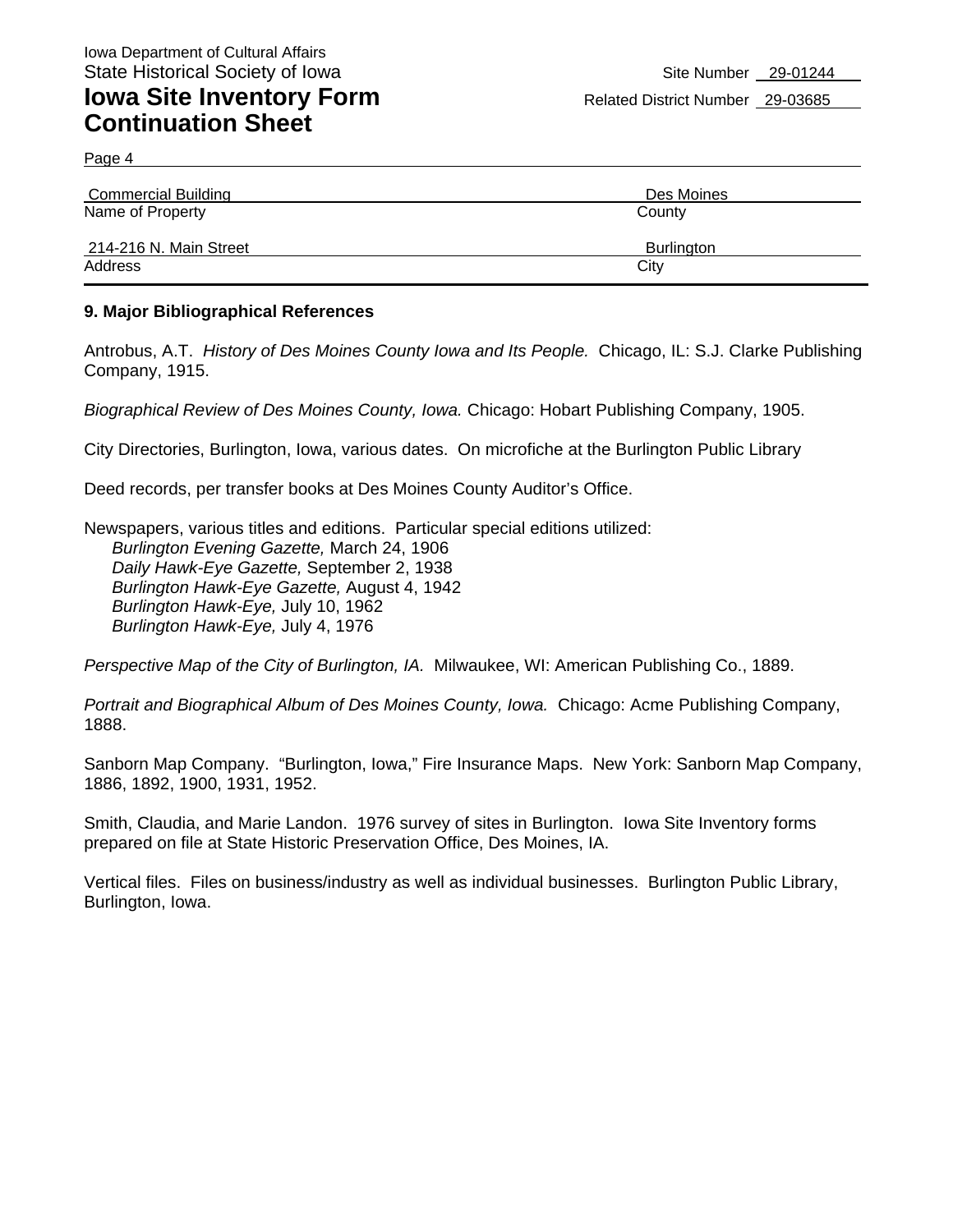Iowa Department of Cultural Affairs
State Historical Society of Iowa

# Iowa Site Inventory Form Continuation Sheet

Site Number 29-01244
Related District Number 29-03685

Page 4

| | |
|---|---|
| Commercial Building | Des Moines |
| Name of Property | County |
| 214-216 N. Main Street | Burlington |
| Address | City |

## 9. Major Bibliographical References

Antrobus, A.T. *History of Des Moines County Iowa and Its People.* Chicago, IL: S.J. Clarke Publishing Company, 1915.

*Biographical Review of Des Moines County, Iowa.* Chicago: Hobart Publishing Company, 1905.

City Directories, Burlington, Iowa, various dates. On microfiche at the Burlington Public Library

Deed records, per transfer books at Des Moines County Auditor's Office.

Newspapers, various titles and editions. Particular special editions utilized:
*Burlington Evening Gazette,* March 24, 1906
*Daily Hawk-Eye Gazette,* September 2, 1938
*Burlington Hawk-Eye Gazette,* August 4, 1942
*Burlington Hawk-Eye,* July 10, 1962
*Burlington Hawk-Eye,* July 4, 1976

*Perspective Map of the City of Burlington, IA.* Milwaukee, WI: American Publishing Co., 1889.

*Portrait and Biographical Album of Des Moines County, Iowa.* Chicago: Acme Publishing Company, 1888.

Sanborn Map Company. "Burlington, Iowa," Fire Insurance Maps. New York: Sanborn Map Company, 1886, 1892, 1900, 1931, 1952.

Smith, Claudia, and Marie Landon. 1976 survey of sites in Burlington. Iowa Site Inventory forms prepared on file at State Historic Preservation Office, Des Moines, IA.

Vertical files. Files on business/industry as well as individual businesses. Burlington Public Library, Burlington, Iowa.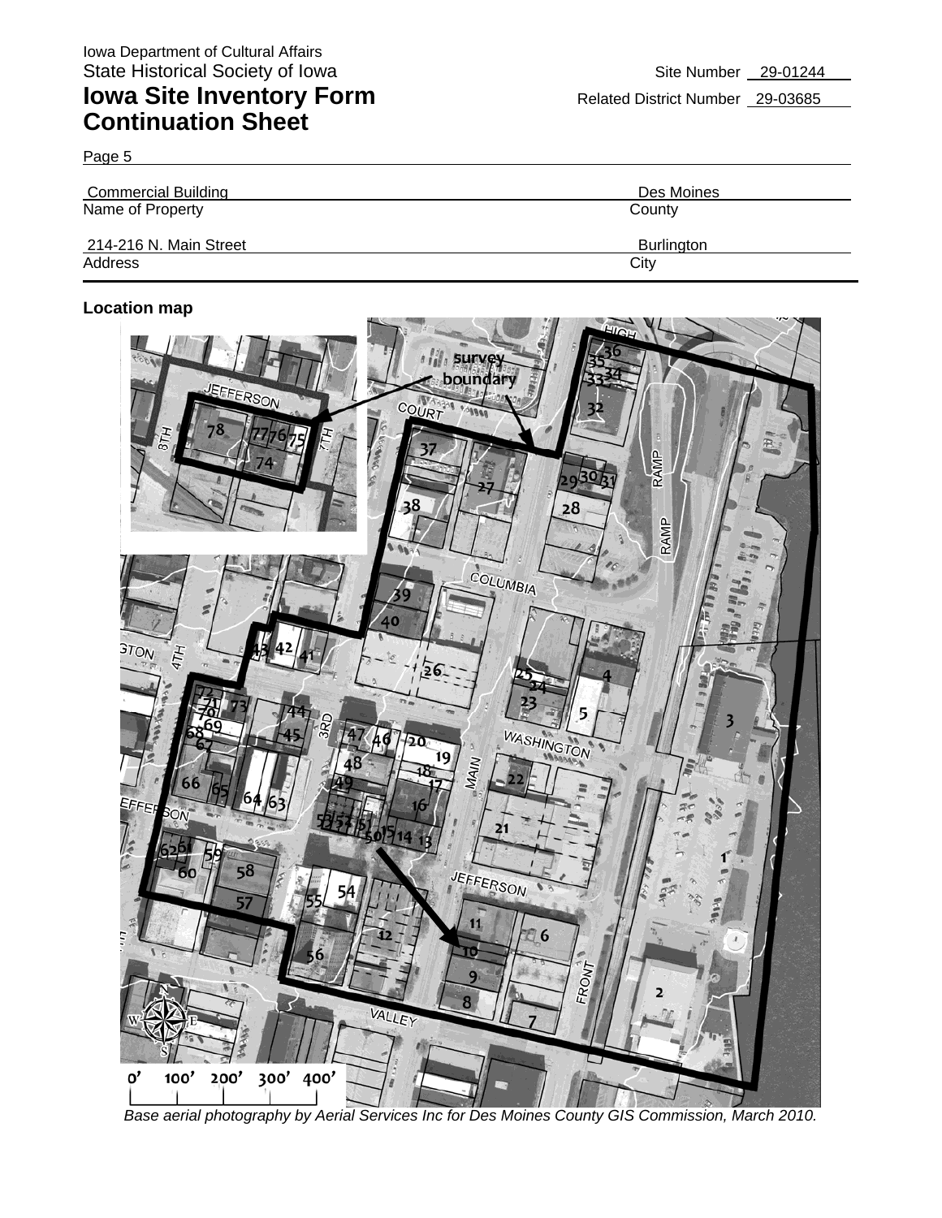Iowa Department of Cultural Affairs
State Historical Society of Iowa

# Iowa Site Inventory Form Continuation Sheet

Site Number 29-01244
Related District Number 29-03685

| | |
|---|---|
| Commercial Building | Des Moines |
| Name of Property | County |
| 214-216 N. Main Street | Burlington |
| Address | City |

**Location map**

survey boundary

HIGH
COURT
JEFFERSON
8TH
7TH
COLUMBIA
RAMP
RAMP
4TH
3RD
MAIN
WASHINGTON
JEFFERSON
FRONT
VALLEY

1 2 3 4 5 6 7 8 9 10 11 12 13 14 15 16 17 18 19 20 21 22 23 24 25 26 27 28 29 30 31 32 33 34 35 36 37 38 39 40 41 42 43 44 45 46 47 48 49 50 51 52 53 54 55 56 57 58 59 60 61 62 63 64 65 66 67 68 69 70 71 72 73 74 75 76 77 78

N
W E
S

0' 100' 200' 300' 400'

*Base aerial photography by Aerial Services Inc for Des Moines County GIS Commission, March 2010.*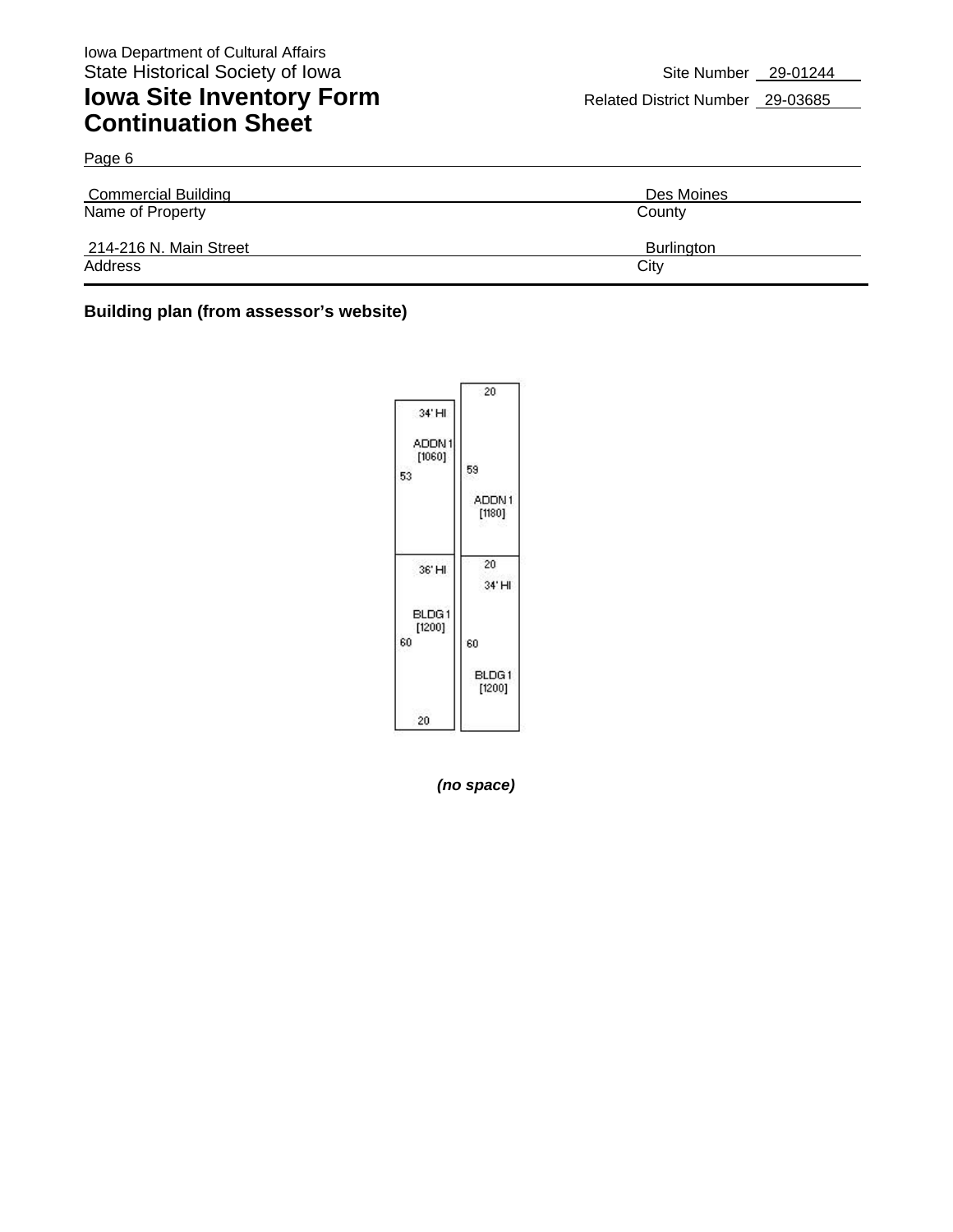Iowa Department of Cultural Affairs
State Historical Society of Iowa

# Iowa Site Inventory Form Continuation Sheet

Site Number 29-01244
Related District Number 29-03685

Page 6

| | |
|---|---|
| Commercial Building | Des Moines |
| Name of Property | County |
| 214-216 N. Main Street | Burlington |
| Address | City |

**Building plan (from assessor's website)**

20
34' HI
ADDN 1
[1060]
53
59
ADDN 1
[1180]
36' HI
20
34' HI
BLDG 1
[1200]
60
60
BLDG 1
[1200]
20

***(no space)***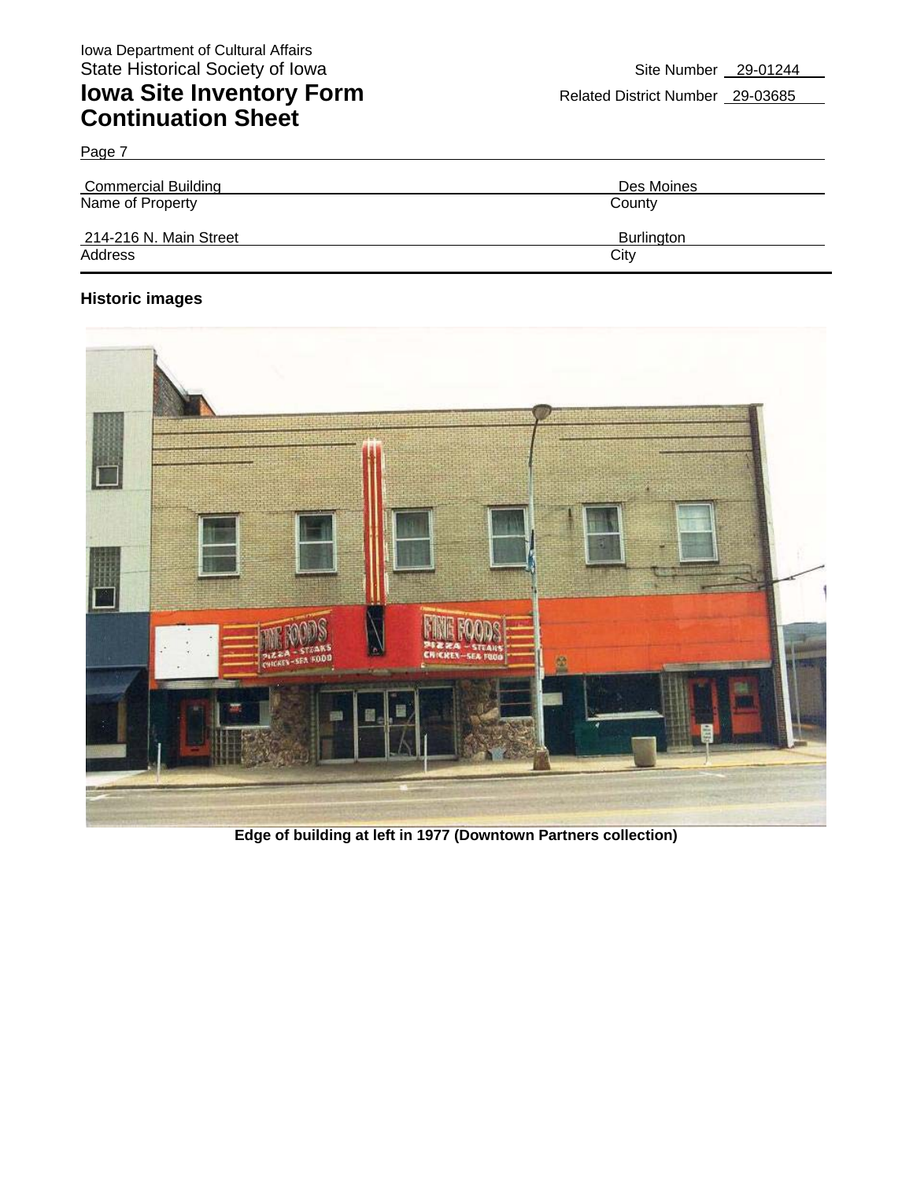Iowa Department of Cultural Affairs
State Historical Society of Iowa

# Iowa Site Inventory Form
# Continuation Sheet

Site Number 29-01244

Related District Number 29-03685

Page 7

| | |
|---|---|
| Commercial Building | Des Moines |
| Name of Property | County |
| 214-216 N. Main Street | Burlington |
| Address | City |

### Historic images

**Edge of building at left in 1977 (Downtown Partners collection)**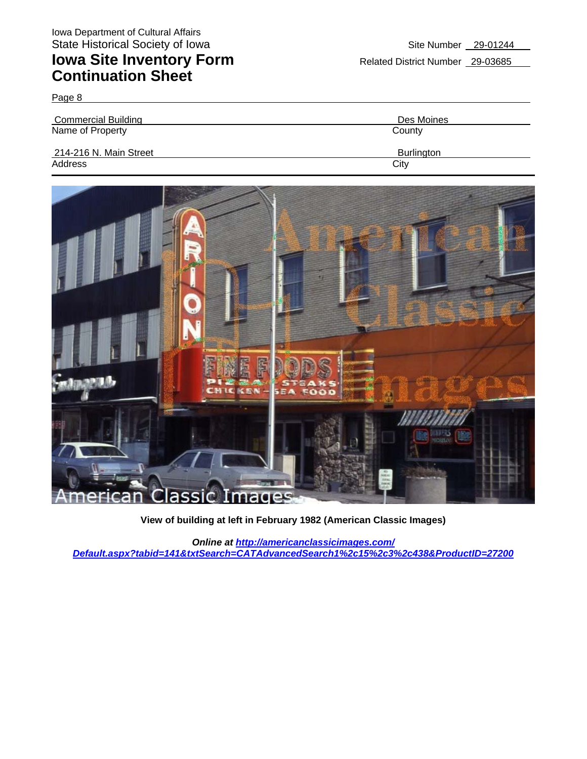Iowa Department of Cultural Affairs
State Historical Society of Iowa

# Iowa Site Inventory Form Continuation Sheet

Site Number 29-01244

Related District Number 29-03685

Page 8

| | |
|---|---|
| Commercial Building | Des Moines |
| Name of Property | County |
| 214-216 N. Main Street | Burlington |
| Address | City |

**View of building at left in February 1982 (American Classic Images)**

***Online at [http://americanclassicimages.com/Default.aspx?tabid=141&txtSearch=CATAdvancedSearch1%2c15%2c3%2c438&ProductID=27200](http://americanclassicimages.com/Default.aspx?tabid=141&txtSearch=CATAdvancedSearch1%2c15%2c3%2c438&ProductID=27200)***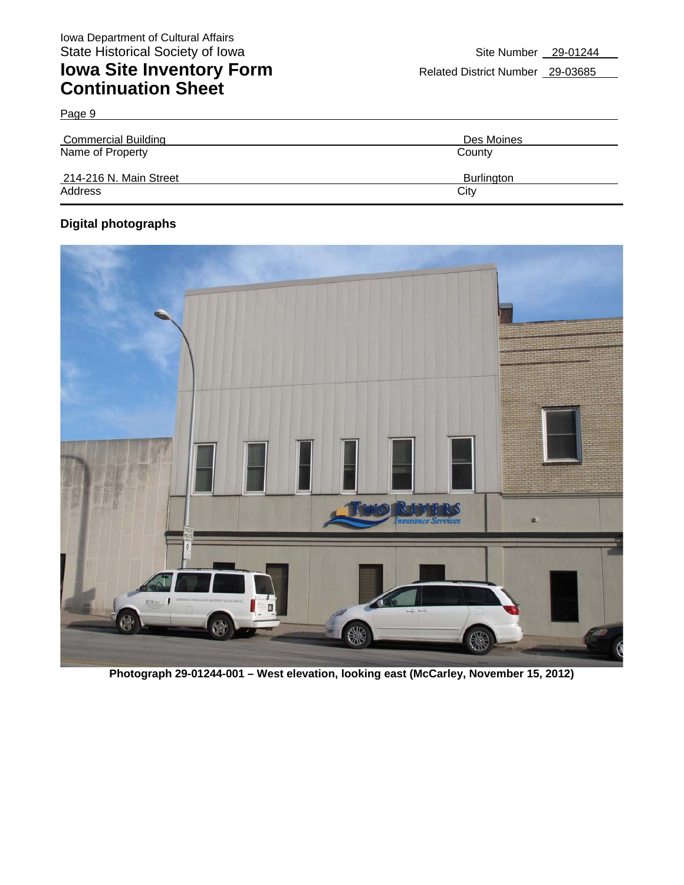Iowa Department of Cultural Affairs
State Historical Society of Iowa

# Iowa Site Inventory Form Continuation Sheet

Site Number 29-01244
Related District Number 29-03685

Page 9

| | |
|---|---|
| Commercial Building | Des Moines |
| Name of Property | County |
| 214-216 N. Main Street | Burlington |
| Address | City |

## Digital photographs

**Photograph 29-01244-001 – West elevation, looking east (McCarley, November 15, 2012)**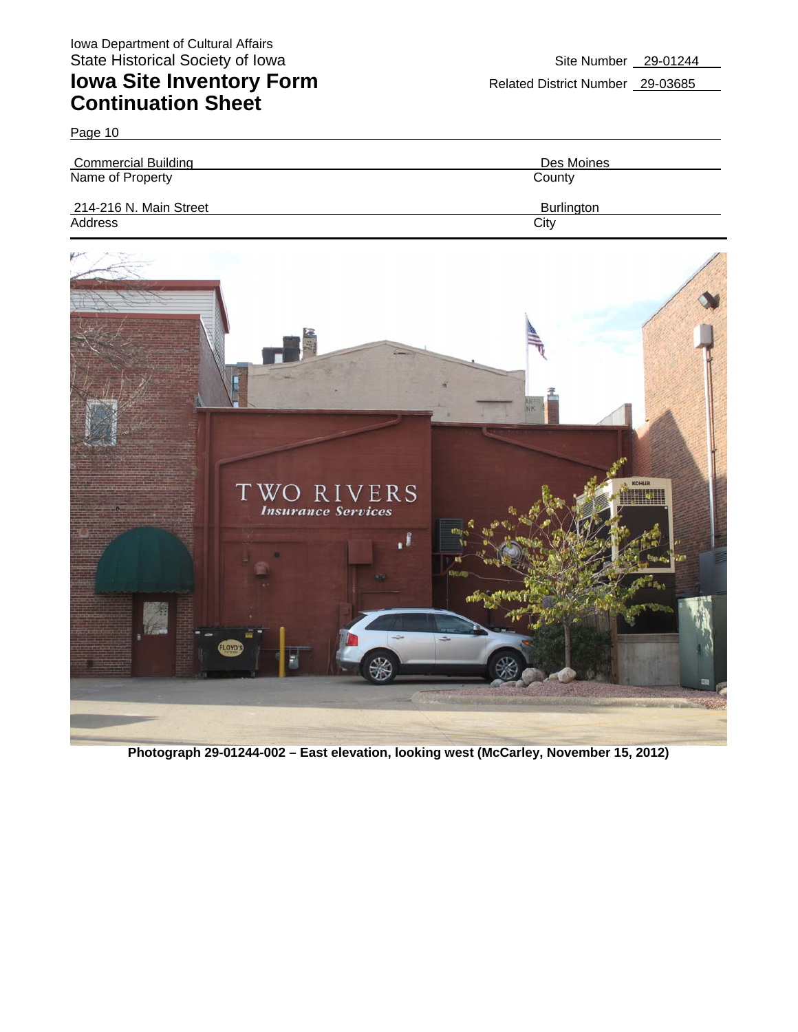Iowa Department of Cultural Affairs
State Historical Society of Iowa

# Iowa Site Inventory Form Continuation Sheet

Site Number 29-01244

Related District Number 29-03685

Page 10

| | |
|---|---|
| Commercial Building | Des Moines |
| Name of Property | County |
| 214-216 N. Main Street | Burlington |
| Address | City |

**Photograph 29-01244-002 – East elevation, looking west (McCarley, November 15, 2012)**